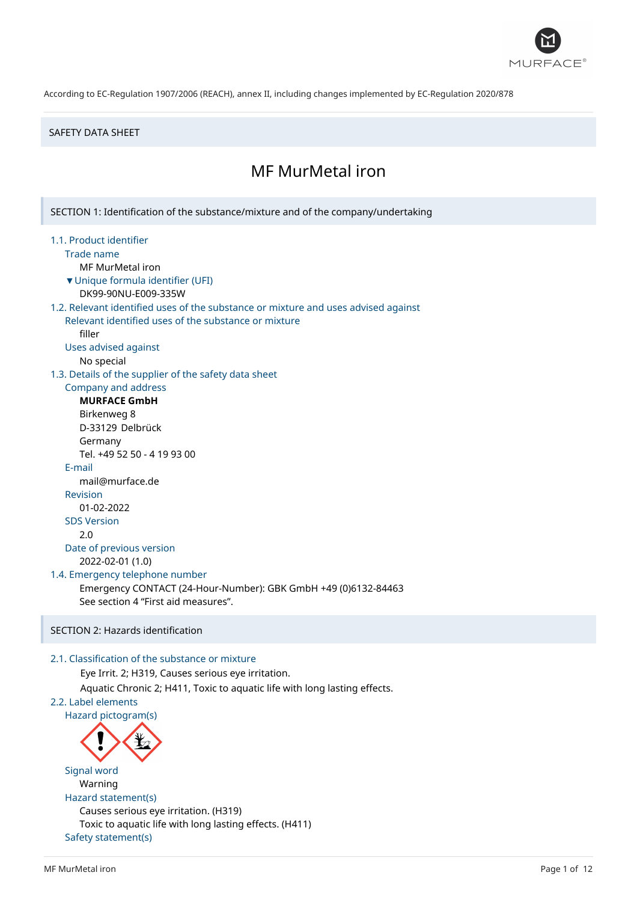According to EC-Regulation 1907/2006 (REACH), annex II, including changes implemented by EC-Regulation 2020/878

SAFETY DATA SHEET

# MF MurMetal iron

## SECTION 1: Identification of the substance/mixture and of the company/undertaking

### 1.1. Product identifier

Trade name

MF MurMetal iron

▼Unique formula identifier (UFI)

DK99-90NU-E009-335W

### 1.2. Relevant identified uses of the substance or mixture and uses advised against

Relevant identified uses of the substance or mixture

filler

Uses advised against

No special

### 1.3. Details of the supplier of the safety data sheet

Company and address

**MURFACE GmbH**
Birkenweg 8
D-33129 Delbrück
Germany
Tel. +49 52 50 - 4 19 93 00

E-mail

mail@murface.de

Revision

01-02-2022

SDS Version

2.0

Date of previous version

2022-02-01 (1.0)

### 1.4. Emergency telephone number

Emergency CONTACT (24-Hour-Number): GBK GmbH +49 (0)6132-84463
See section 4 “First aid measures”.

## SECTION 2: Hazards identification

### 2.1. Classification of the substance or mixture

Eye Irrit. 2; H319, Causes serious eye irritation.
Aquatic Chronic 2; H411, Toxic to aquatic life with long lasting effects.

### 2.2. Label elements

Hazard pictogram(s)

Signal word

Warning

Hazard statement(s)

Causes serious eye irritation. (H319)
Toxic to aquatic life with long lasting effects. (H411)

Safety statement(s)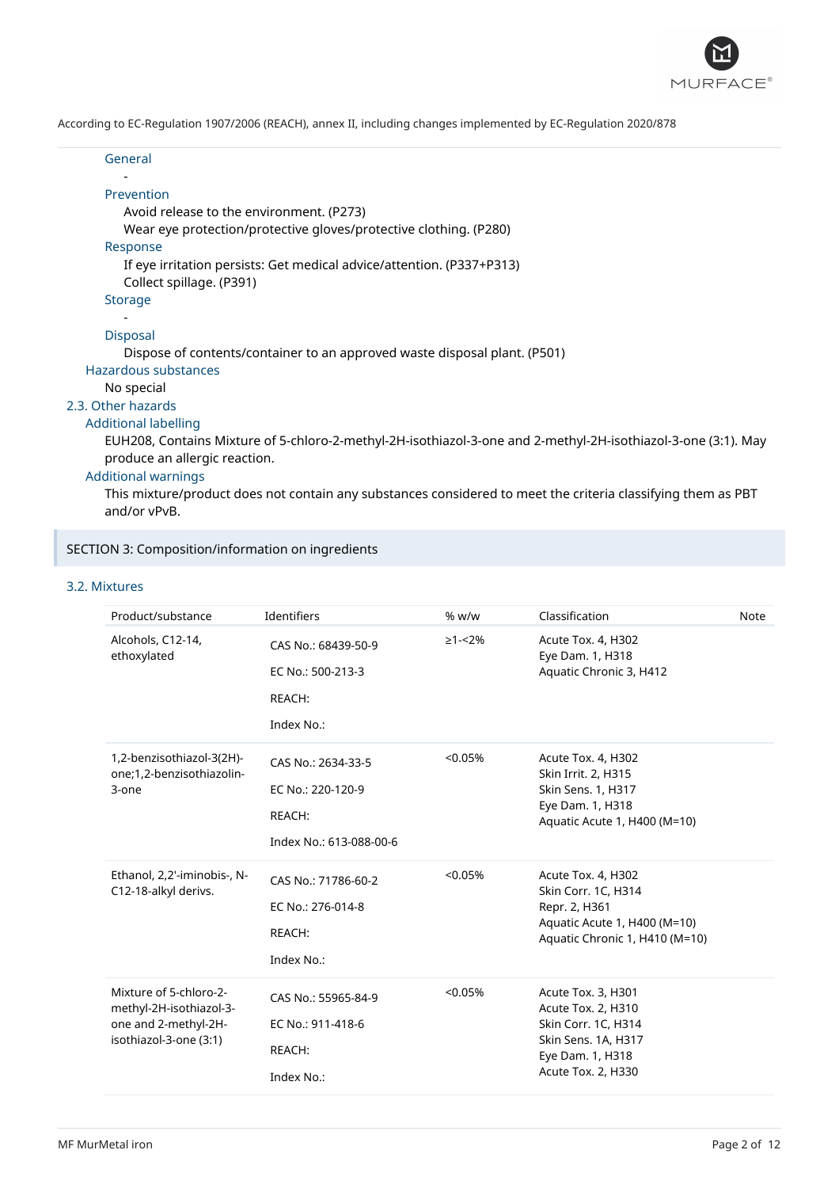According to EC-Regulation 1907/2006 (REACH), annex II, including changes implemented by EC-Regulation 2020/878

#### General

-

#### Prevention

Avoid release to the environment. (P273)
Wear eye protection/protective gloves/protective clothing. (P280)

#### Response

If eye irritation persists: Get medical advice/attention. (P337+P313)
Collect spillage. (P391)

#### Storage

-

#### Disposal

Dispose of contents/container to an approved waste disposal plant. (P501)

### Hazardous substances

No special

## 2.3. Other hazards

### Additional labelling

EUH208, Contains Mixture of 5-chloro-2-methyl-2H-isothiazol-3-one and 2-methyl-2H-isothiazol-3-one (3:1). May produce an allergic reaction.

### Additional warnings

This mixture/product does not contain any substances considered to meet the criteria classifying them as PBT and/or vPvB.

# SECTION 3: Composition/information on ingredients

## 3.2. Mixtures

| Product/substance | Identifiers | % w/w | Classification | Note |
|---|---|---|---|---|
| Alcohols, C12-14, ethoxylated | CAS No.: 68439-50-9<br>EC No.: 500-213-3<br>REACH:<br>Index No.: | ≥1-<2% | Acute Tox. 4, H302<br>Eye Dam. 1, H318<br>Aquatic Chronic 3, H412 | |
| 1,2-benzisothiazol-3(2H)-one;1,2-benzisothiazolin-3-one | CAS No.: 2634-33-5<br>EC No.: 220-120-9<br>REACH:<br>Index No.: 613-088-00-6 | <0.05% | Acute Tox. 4, H302<br>Skin Irrit. 2, H315<br>Skin Sens. 1, H317<br>Eye Dam. 1, H318<br>Aquatic Acute 1, H400 (M=10) | |
| Ethanol, 2,2'-iminobis-, N-C12-18-alkyl derivs. | CAS No.: 71786-60-2<br>EC No.: 276-014-8<br>REACH:<br>Index No.: | <0.05% | Acute Tox. 4, H302<br>Skin Corr. 1C, H314<br>Repr. 2, H361<br>Aquatic Acute 1, H400 (M=10)<br>Aquatic Chronic 1, H410 (M=10) | |
| Mixture of 5-chloro-2-methyl-2H-isothiazol-3-one and 2-methyl-2H-isothiazol-3-one (3:1) | CAS No.: 55965-84-9<br>EC No.: 911-418-6<br>REACH:<br>Index No.: | <0.05% | Acute Tox. 3, H301<br>Acute Tox. 2, H310<br>Skin Corr. 1C, H314<br>Skin Sens. 1A, H317<br>Eye Dam. 1, H318<br>Acute Tox. 2, H330 | |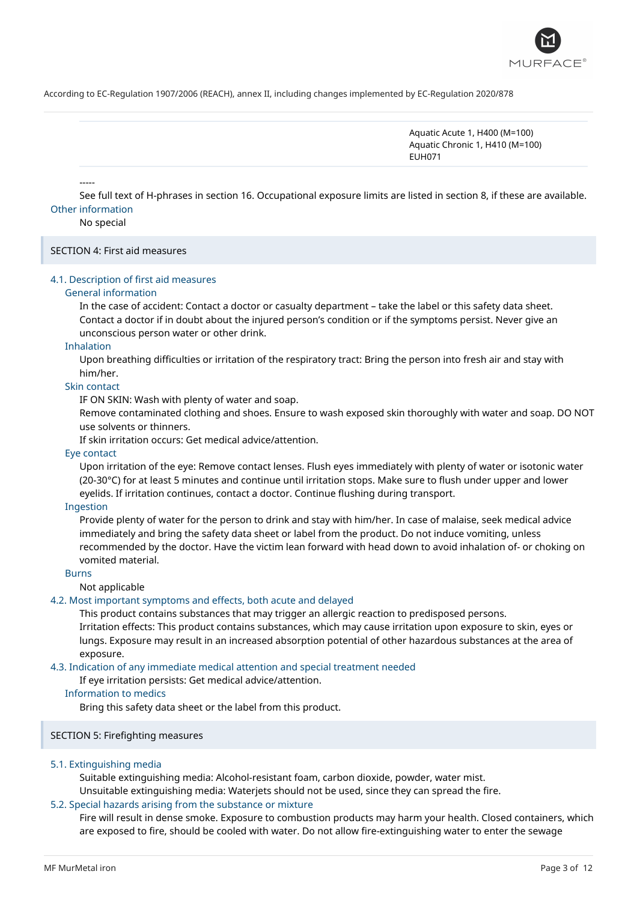| | |
|---|---|
| | Aquatic Acute 1, H400 (M=100)<br>Aquatic Chronic 1, H410 (M=100)<br>EUH071 |

-----

See full text of H-phrases in section 16. Occupational exposure limits are listed in section 8, if these are available.

### Other information

No special

## SECTION 4: First aid measures

### 4.1. Description of first aid measures

#### General information

In the case of accident: Contact a doctor or casualty department – take the label or this safety data sheet. Contact a doctor if in doubt about the injured person's condition or if the symptoms persist. Never give an unconscious person water or other drink.

#### Inhalation

Upon breathing difficulties or irritation of the respiratory tract: Bring the person into fresh air and stay with him/her.

#### Skin contact

IF ON SKIN: Wash with plenty of water and soap.
Remove contaminated clothing and shoes. Ensure to wash exposed skin thoroughly with water and soap. DO NOT use solvents or thinners.
If skin irritation occurs: Get medical advice/attention.

#### Eye contact

Upon irritation of the eye: Remove contact lenses. Flush eyes immediately with plenty of water or isotonic water (20-30°C) for at least 5 minutes and continue until irritation stops. Make sure to flush under upper and lower eyelids. If irritation continues, contact a doctor. Continue flushing during transport.

#### Ingestion

Provide plenty of water for the person to drink and stay with him/her. In case of malaise, seek medical advice immediately and bring the safety data sheet or label from the product. Do not induce vomiting, unless recommended by the doctor. Have the victim lean forward with head down to avoid inhalation of- or choking on vomited material.

#### Burns

Not applicable

### 4.2. Most important symptoms and effects, both acute and delayed

This product contains substances that may trigger an allergic reaction to predisposed persons.
Irritation effects: This product contains substances, which may cause irritation upon exposure to skin, eyes or lungs. Exposure may result in an increased absorption potential of other hazardous substances at the area of exposure.

### 4.3. Indication of any immediate medical attention and special treatment needed

If eye irritation persists: Get medical advice/attention.

#### Information to medics

Bring this safety data sheet or the label from this product.

## SECTION 5: Firefighting measures

### 5.1. Extinguishing media

Suitable extinguishing media: Alcohol-resistant foam, carbon dioxide, powder, water mist.
Unsuitable extinguishing media: Waterjets should not be used, since they can spread the fire.

### 5.2. Special hazards arising from the substance or mixture

Fire will result in dense smoke. Exposure to combustion products may harm your health. Closed containers, which are exposed to fire, should be cooled with water. Do not allow fire-extinguishing water to enter the sewage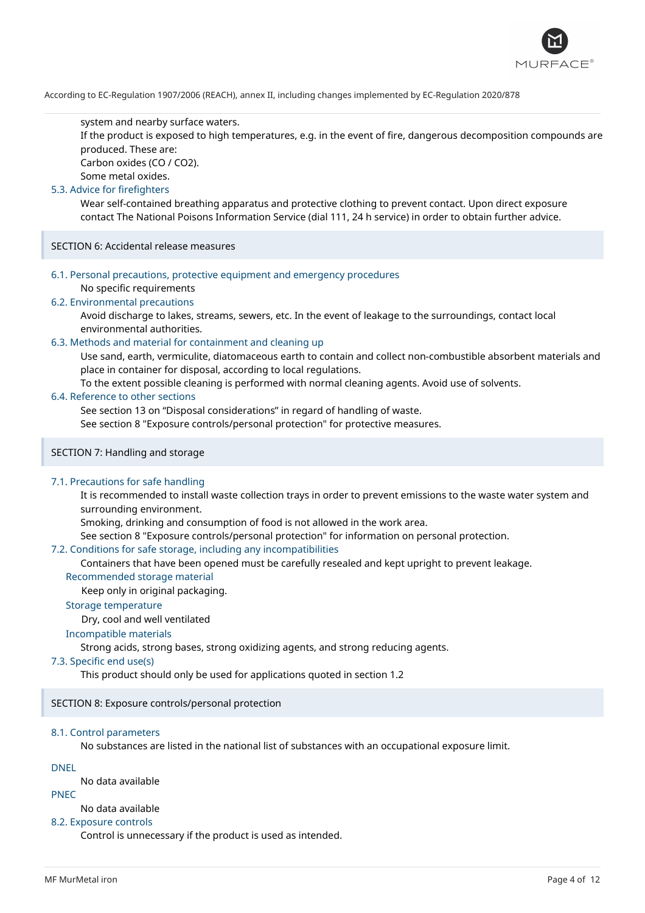system and nearby surface waters.

If the product is exposed to high temperatures, e.g. in the event of fire, dangerous decomposition compounds are produced. These are:

Carbon oxides (CO / $CO_2$).

Some metal oxides.

### 5.3. Advice for firefighters

Wear self-contained breathing apparatus and protective clothing to prevent contact. Upon direct exposure contact The National Poisons Information Service (dial 111, 24 h service) in order to obtain further advice.

## SECTION 6: Accidental release measures

### 6.1. Personal precautions, protective equipment and emergency procedures

No specific requirements

### 6.2. Environmental precautions

Avoid discharge to lakes, streams, sewers, etc. In the event of leakage to the surroundings, contact local environmental authorities.

### 6.3. Methods and material for containment and cleaning up

Use sand, earth, vermiculite, diatomaceous earth to contain and collect non-combustible absorbent materials and place in container for disposal, according to local regulations.

To the extent possible cleaning is performed with normal cleaning agents. Avoid use of solvents.

### 6.4. Reference to other sections

See section 13 on “Disposal considerations” in regard of handling of waste.

See section 8 "Exposure controls/personal protection" for protective measures.

## SECTION 7: Handling and storage

### 7.1. Precautions for safe handling

It is recommended to install waste collection trays in order to prevent emissions to the waste water system and surrounding environment.

Smoking, drinking and consumption of food is not allowed in the work area.

See section 8 "Exposure controls/personal protection" for information on personal protection.

### 7.2. Conditions for safe storage, including any incompatibilities

Containers that have been opened must be carefully resealed and kept upright to prevent leakage.

#### Recommended storage material

Keep only in original packaging.

#### Storage temperature

Dry, cool and well ventilated

#### Incompatible materials

Strong acids, strong bases, strong oxidizing agents, and strong reducing agents.

### 7.3. Specific end use(s)

This product should only be used for applications quoted in section 1.2

## SECTION 8: Exposure controls/personal protection

### 8.1. Control parameters

No substances are listed in the national list of substances with an occupational exposure limit.

#### DNEL

No data available

#### PNEC

No data available

### 8.2. Exposure controls

Control is unnecessary if the product is used as intended.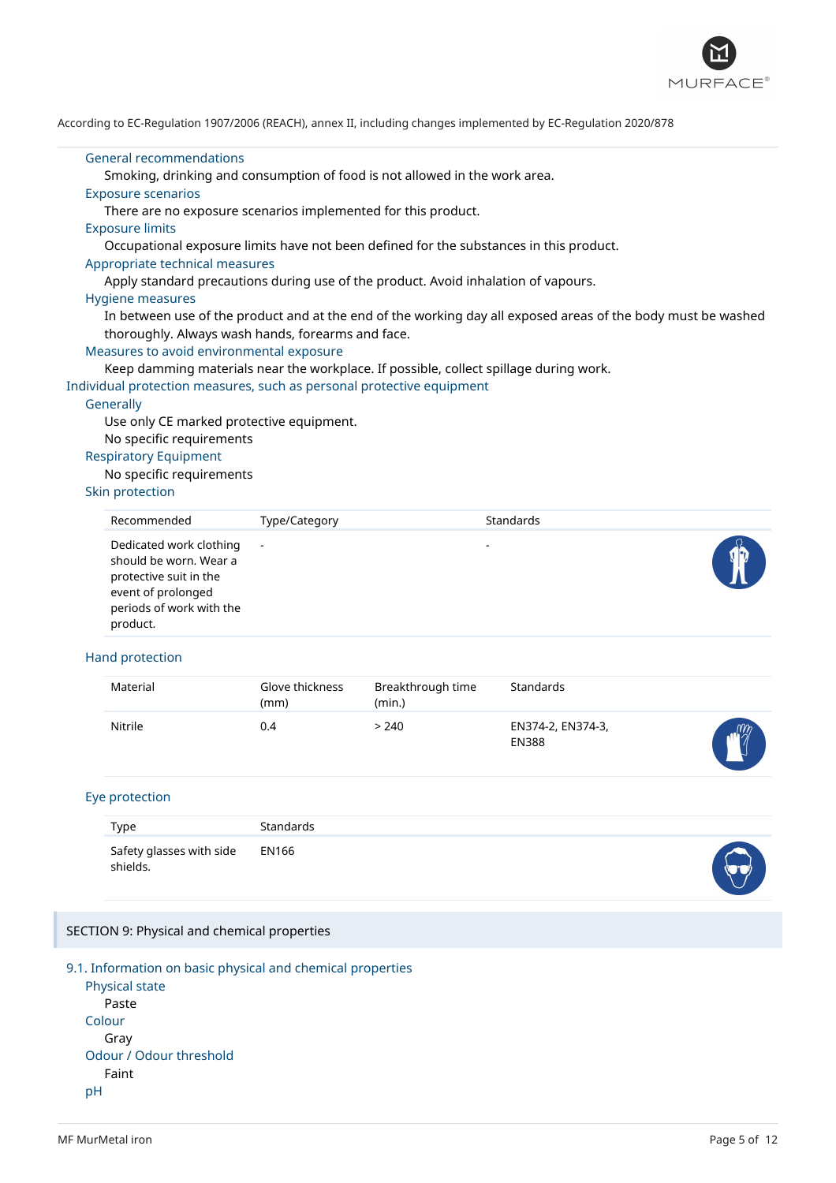### General recommendations

Smoking, drinking and consumption of food is not allowed in the work area.

### Exposure scenarios

There are no exposure scenarios implemented for this product.

### Exposure limits

Occupational exposure limits have not been defined for the substances in this product.

### Appropriate technical measures

Apply standard precautions during use of the product. Avoid inhalation of vapours.

### Hygiene measures

In between use of the product and at the end of the working day all exposed areas of the body must be washed thoroughly. Always wash hands, forearms and face.

### Measures to avoid environmental exposure

Keep damming materials near the workplace. If possible, collect spillage during work.

## Individual protection measures, such as personal protective equipment

### Generally

Use only CE marked protective equipment.

No specific requirements

### Respiratory Equipment

No specific requirements

### Skin protection

| Recommended | Type/Category | Standards |
|---|---|---|
| Dedicated work clothing should be worn. Wear a protective suit in the event of prolonged periods of work with the product. | - | - |

### Hand protection

| Material | Glove thickness (mm) | Breakthrough time (min.) | Standards |
|---|---|---|---|
| Nitrile | 0.4 | > 240 | EN374-2, EN374-3, EN388 |

### Eye protection

| Type | Standards |
|---|---|
| Safety glasses with side shields. | EN166 |

# SECTION 9: Physical and chemical properties

## 9.1. Information on basic physical and chemical properties

### Physical state

Paste

### Colour

Gray

### Odour / Odour threshold

Faint

### pH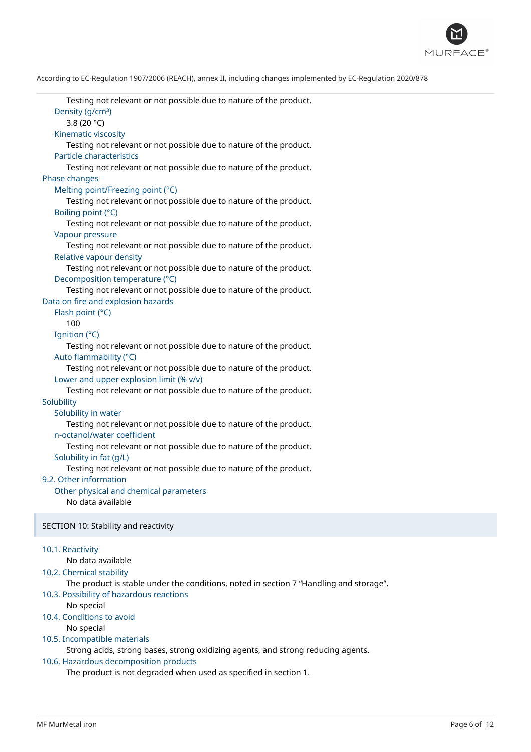Testing not relevant or not possible due to nature of the product.

Density (g/cm³)

3.8 (20 °C)

Kinematic viscosity

Testing not relevant or not possible due to nature of the product.

Particle characteristics

Testing not relevant or not possible due to nature of the product.

Phase changes

Melting point/Freezing point (°C)

Testing not relevant or not possible due to nature of the product.

Boiling point (°C)

Testing not relevant or not possible due to nature of the product.

Vapour pressure

Testing not relevant or not possible due to nature of the product.

Relative vapour density

Testing not relevant or not possible due to nature of the product.

Decomposition temperature (°C)

Testing not relevant or not possible due to nature of the product.

Data on fire and explosion hazards

Flash point (°C)

100

Ignition (°C)

Testing not relevant or not possible due to nature of the product.

Auto flammability (°C)

Testing not relevant or not possible due to nature of the product.

Lower and upper explosion limit (% v/v)

Testing not relevant or not possible due to nature of the product.

Solubility

Solubility in water

Testing not relevant or not possible due to nature of the product.

n-octanol/water coefficient

Testing not relevant or not possible due to nature of the product.

Solubility in fat (g/L)

Testing not relevant or not possible due to nature of the product.

### 9.2. Other information

Other physical and chemical parameters

No data available

## SECTION 10: Stability and reactivity

### 10.1. Reactivity

No data available

### 10.2. Chemical stability

The product is stable under the conditions, noted in section 7 "Handling and storage".

### 10.3. Possibility of hazardous reactions

No special

### 10.4. Conditions to avoid

No special

### 10.5. Incompatible materials

Strong acids, strong bases, strong oxidizing agents, and strong reducing agents.

### 10.6. Hazardous decomposition products

The product is not degraded when used as specified in section 1.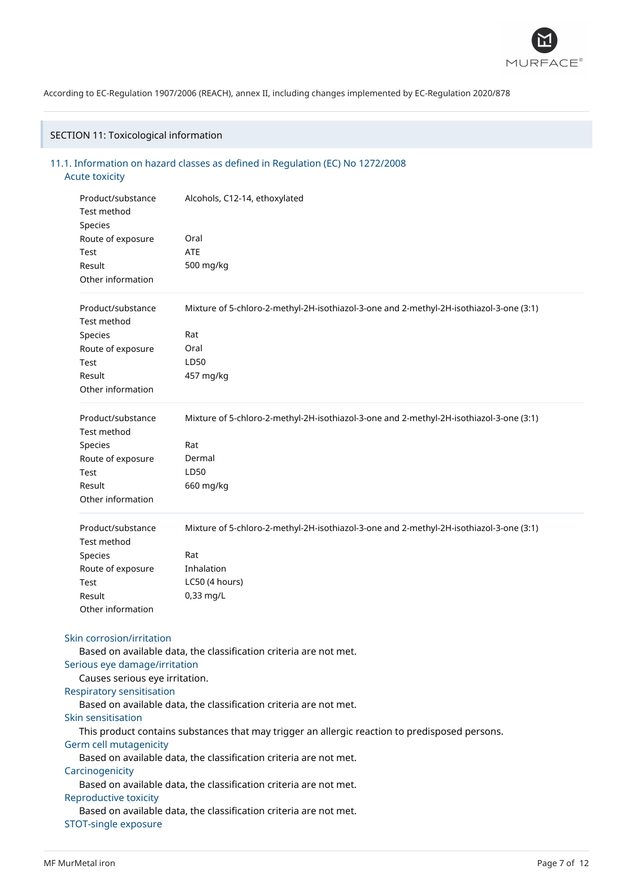According to EC-Regulation 1907/2006 (REACH), annex II, including changes implemented by EC-Regulation 2020/878

## SECTION 11: Toxicological information

### 11.1. Information on hazard classes as defined in Regulation (EC) No 1272/2008

#### Acute toxicity

| | |
|---|---|
| Product/substance | Alcohols, C12-14, ethoxylated |
| Test method | |
| Species | |
| Route of exposure | Oral |
| Test | ATE |
| Result | 500 mg/kg |
| Other information | |

| | |
|---|---|
| Product/substance | Mixture of 5-chloro-2-methyl-2H-isothiazol-3-one and 2-methyl-2H-isothiazol-3-one (3:1) |
| Test method | |
| Species | Rat |
| Route of exposure | Oral |
| Test | LD50 |
| Result | 457 mg/kg |
| Other information | |

| | |
|---|---|
| Product/substance | Mixture of 5-chloro-2-methyl-2H-isothiazol-3-one and 2-methyl-2H-isothiazol-3-one (3:1) |
| Test method | |
| Species | Rat |
| Route of exposure | Dermal |
| Test | LD50 |
| Result | 660 mg/kg |
| Other information | |

| | |
|---|---|
| Product/substance | Mixture of 5-chloro-2-methyl-2H-isothiazol-3-one and 2-methyl-2H-isothiazol-3-one (3:1) |
| Test method | |
| Species | Rat |
| Route of exposure | Inhalation |
| Test | LC50 (4 hours) |
| Result | 0,33 mg/L |
| Other information | |

#### Skin corrosion/irritation

Based on available data, the classification criteria are not met.

#### Serious eye damage/irritation

Causes serious eye irritation.

#### Respiratory sensitisation

Based on available data, the classification criteria are not met.

#### Skin sensitisation

This product contains substances that may trigger an allergic reaction to predisposed persons.

#### Germ cell mutagenicity

Based on available data, the classification criteria are not met.

#### Carcinogenicity

Based on available data, the classification criteria are not met.

#### Reproductive toxicity

Based on available data, the classification criteria are not met.

#### STOT-single exposure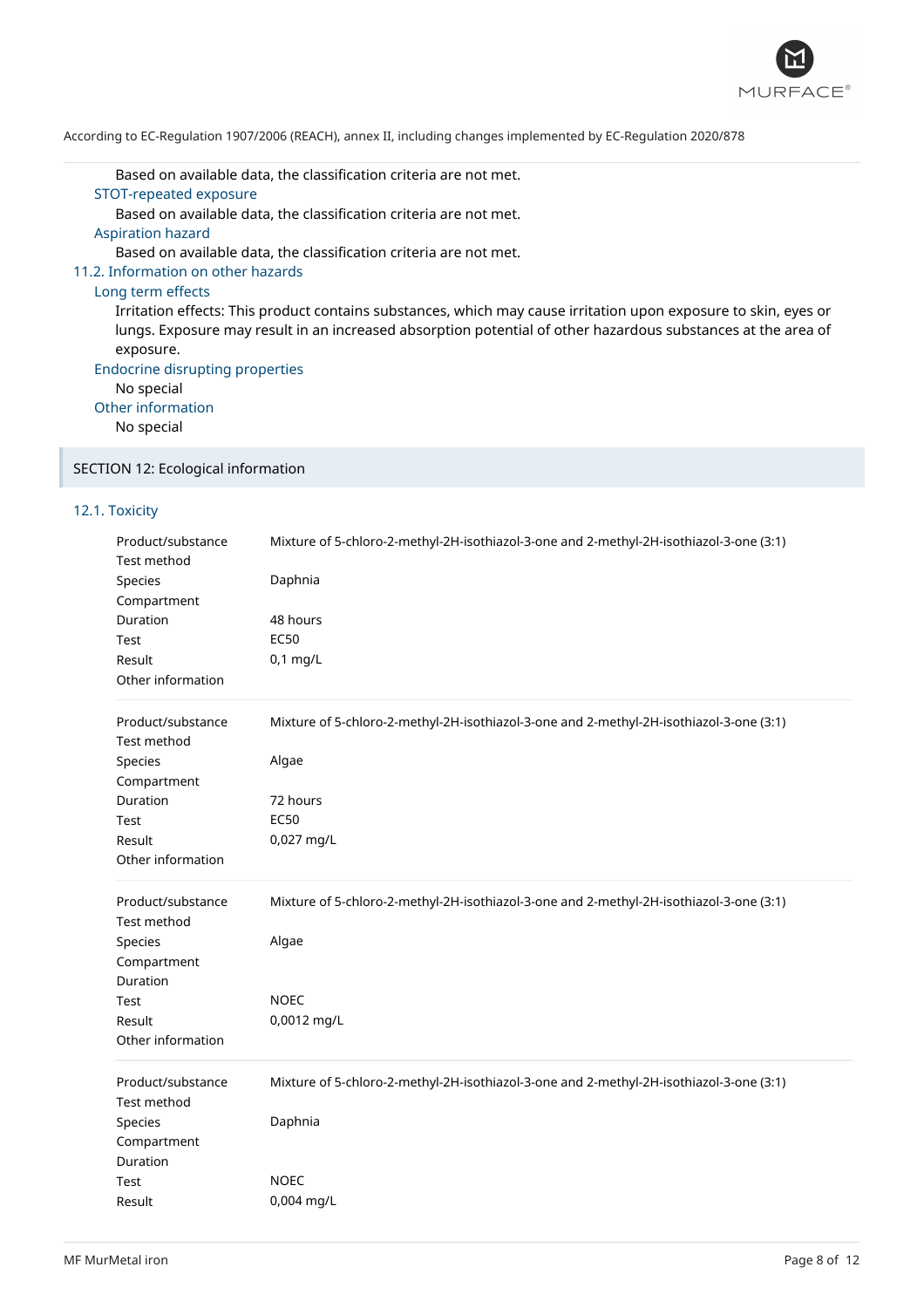Based on available data, the classification criteria are not met.

### STOT-repeated exposure

Based on available data, the classification criteria are not met.

### Aspiration hazard

Based on available data, the classification criteria are not met.

## 11.2. Information on other hazards

### Long term effects

Irritation effects: This product contains substances, which may cause irritation upon exposure to skin, eyes or lungs. Exposure may result in an increased absorption potential of other hazardous substances at the area of exposure.

### Endocrine disrupting properties

No special

### Other information

No special

# SECTION 12: Ecological information

## 12.1. Toxicity

| | |
|---|---|
| Product/substance | Mixture of 5-chloro-2-methyl-2H-isothiazol-3-one and 2-methyl-2H-isothiazol-3-one (3:1) |
| Test method | |
| Species | Daphnia |
| Compartment | |
| Duration | 48 hours |
| Test | EC50 |
| Result | 0,1 mg/L |
| Other information | |

| | |
|---|---|
| Product/substance | Mixture of 5-chloro-2-methyl-2H-isothiazol-3-one and 2-methyl-2H-isothiazol-3-one (3:1) |
| Test method | |
| Species | Algae |
| Compartment | |
| Duration | 72 hours |
| Test | EC50 |
| Result | 0,027 mg/L |
| Other information | |

| | |
|---|---|
| Product/substance | Mixture of 5-chloro-2-methyl-2H-isothiazol-3-one and 2-methyl-2H-isothiazol-3-one (3:1) |
| Test method | |
| Species | Algae |
| Compartment | |
| Duration | |
| Test | NOEC |
| Result | 0,0012 mg/L |
| Other information | |

| | |
|---|---|
| Product/substance | Mixture of 5-chloro-2-methyl-2H-isothiazol-3-one and 2-methyl-2H-isothiazol-3-one (3:1) |
| Test method | |
| Species | Daphnia |
| Compartment | |
| Duration | |
| Test | NOEC |
| Result | 0,004 mg/L |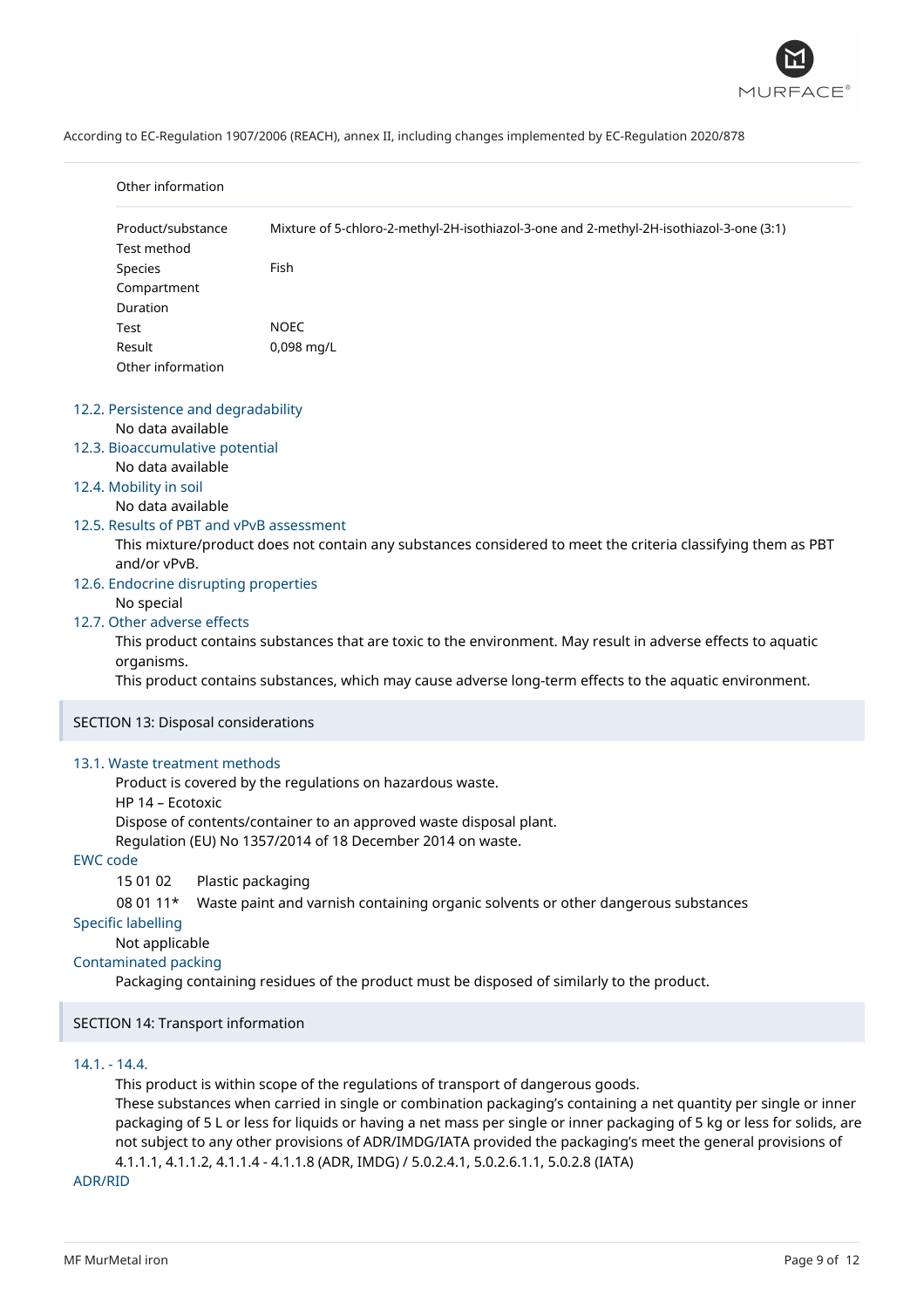| | |
|---|---|
| Other information | |
| Product/substance | Mixture of 5-chloro-2-methyl-2H-isothiazol-3-one and 2-methyl-2H-isothiazol-3-one (3:1) |
| Test method | |
| Species | Fish |
| Compartment | |
| Duration | |
| Test | NOEC |
| Result | 0,098 mg/L |
| Other information | |

### 12.2. Persistence and degradability

No data available

### 12.3. Bioaccumulative potential

No data available

### 12.4. Mobility in soil

No data available

### 12.5. Results of PBT and vPvB assessment

This mixture/product does not contain any substances considered to meet the criteria classifying them as PBT and/or vPvB.

### 12.6. Endocrine disrupting properties

No special

### 12.7. Other adverse effects

This product contains substances that are toxic to the environment. May result in adverse effects to aquatic organisms.
This product contains substances, which may cause adverse long-term effects to the aquatic environment.

## SECTION 13: Disposal considerations

### 13.1. Waste treatment methods

Product is covered by the regulations on hazardous waste.
HP 14 – Ecotoxic
Dispose of contents/container to an approved waste disposal plant.
Regulation (EU) No 1357/2014 of 18 December 2014 on waste.

### EWC code

| | |
|---|---|
| 15 01 02 | Plastic packaging |
| 08 01 11* | Waste paint and varnish containing organic solvents or other dangerous substances |

### Specific labelling

Not applicable

### Contaminated packing

Packaging containing residues of the product must be disposed of similarly to the product.

## SECTION 14: Transport information

### 14.1. - 14.4.

This product is within scope of the regulations of transport of dangerous goods.
These substances when carried in single or combination packaging's containing a net quantity per single or inner packaging of 5 L or less for liquids or having a net mass per single or inner packaging of 5 kg or less for solids, are not subject to any other provisions of ADR/IMDG/IATA provided the packaging's meet the general provisions of 4.1.1.1, 4.1.1.2, 4.1.1.4 - 4.1.1.8 (ADR, IMDG) / 5.0.2.4.1, 5.0.2.6.1.1, 5.0.2.8 (IATA)

### ADR/RID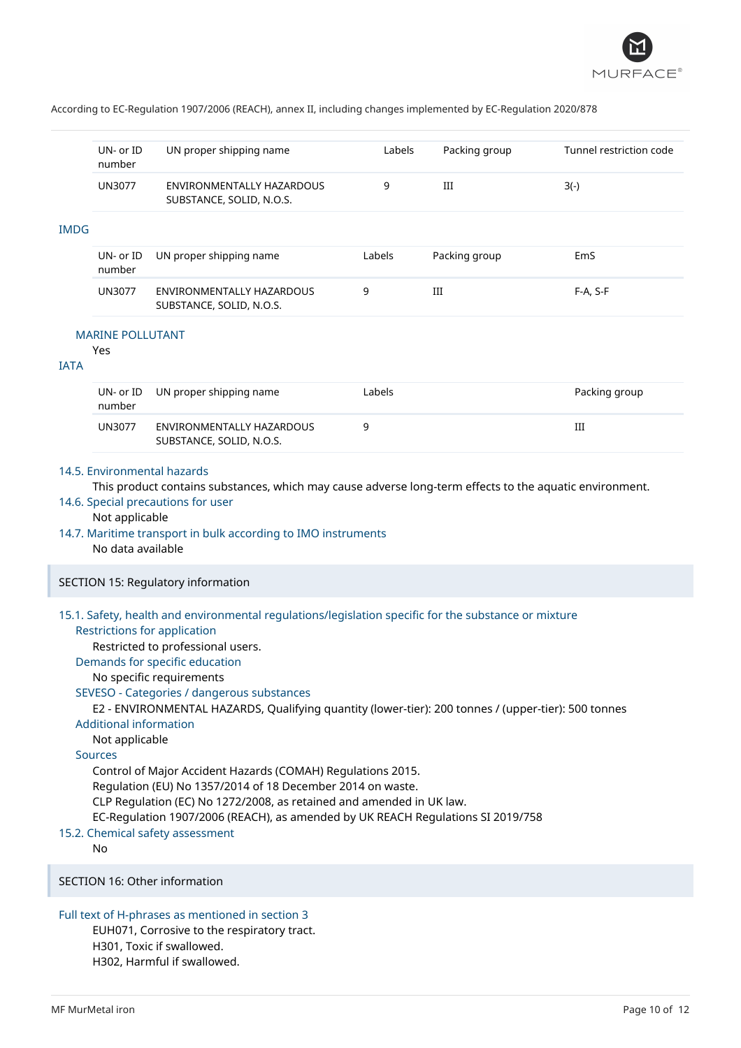| UN- or ID number | UN proper shipping name | Labels | Packing group | Tunnel restriction code |
|---|---|---|---|---|
| UN3077 | ENVIRONMENTALLY HAZARDOUS SUBSTANCE, SOLID, N.O.S. | 9 | III | 3(-) |

### IMDG

| UN- or ID number | UN proper shipping name | Labels | Packing group | EmS |
|---|---|---|---|---|
| UN3077 | ENVIRONMENTALLY HAZARDOUS SUBSTANCE, SOLID, N.O.S. | 9 | III | F-A, S-F |

#### MARINE POLLUTANT

Yes

### IATA

| UN- or ID number | UN proper shipping name | Labels | Packing group |
|---|---|---|---|
| UN3077 | ENVIRONMENTALLY HAZARDOUS SUBSTANCE, SOLID, N.O.S. | 9 | III |

### 14.5. Environmental hazards

This product contains substances, which may cause adverse long-term effects to the aquatic environment.

### 14.6. Special precautions for user

Not applicable

### 14.7. Maritime transport in bulk according to IMO instruments

No data available

## SECTION 15: Regulatory information

### 15.1. Safety, health and environmental regulations/legislation specific for the substance or mixture

#### Restrictions for application

Restricted to professional users.

#### Demands for specific education

No specific requirements

#### SEVESO - Categories / dangerous substances

E2 - ENVIRONMENTAL HAZARDS, Qualifying quantity (lower-tier): 200 tonnes / (upper-tier): 500 tonnes

#### Additional information

Not applicable

#### Sources

Control of Major Accident Hazards (COMAH) Regulations 2015.
Regulation (EU) No 1357/2014 of 18 December 2014 on waste.
CLP Regulation (EC) No 1272/2008, as retained and amended in UK law.
EC-Regulation 1907/2006 (REACH), as amended by UK REACH Regulations SI 2019/758

### 15.2. Chemical safety assessment

No

## SECTION 16: Other information

### Full text of H-phrases as mentioned in section 3

EUH071, Corrosive to the respiratory tract.
H301, Toxic if swallowed.
H302, Harmful if swallowed.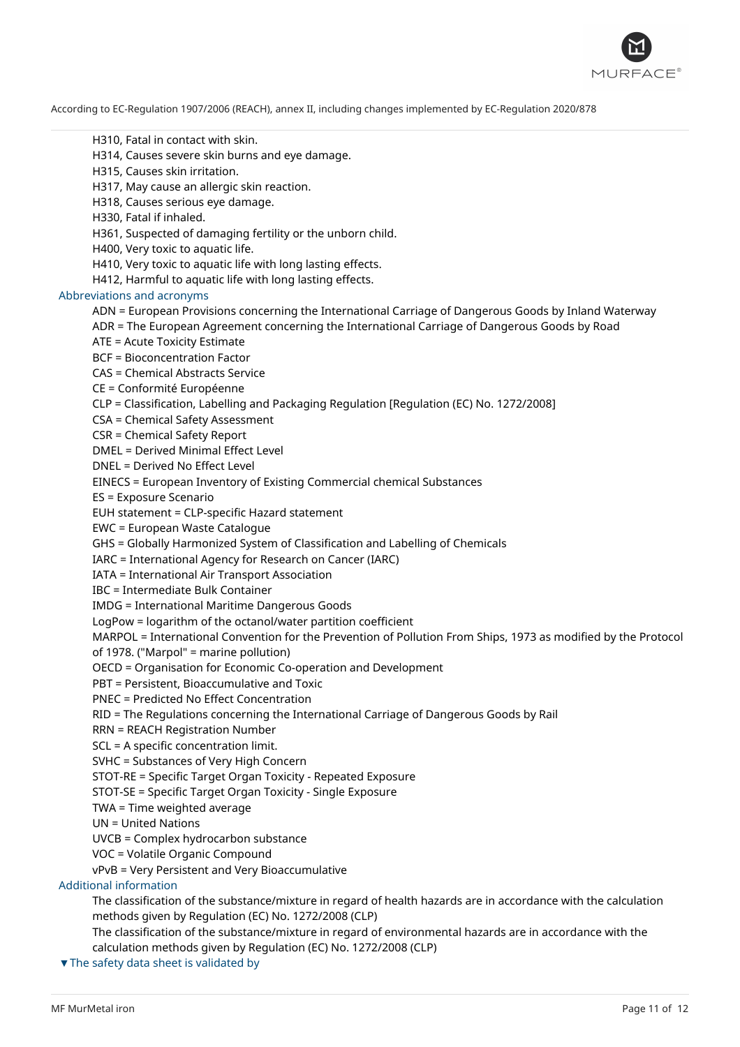H310, Fatal in contact with skin.
H314, Causes severe skin burns and eye damage.
H315, Causes skin irritation.
H317, May cause an allergic skin reaction.
H318, Causes serious eye damage.
H330, Fatal if inhaled.
H361, Suspected of damaging fertility or the unborn child.
H400, Very toxic to aquatic life.
H410, Very toxic to aquatic life with long lasting effects.
H412, Harmful to aquatic life with long lasting effects.

### Abbreviations and acronyms

ADN = European Provisions concerning the International Carriage of Dangerous Goods by Inland Waterway
ADR = The European Agreement concerning the International Carriage of Dangerous Goods by Road
ATE = Acute Toxicity Estimate
BCF = Bioconcentration Factor
CAS = Chemical Abstracts Service
CE = Conformité Européenne
CLP = Classification, Labelling and Packaging Regulation [Regulation (EC) No. 1272/2008]
CSA = Chemical Safety Assessment
CSR = Chemical Safety Report
DMEL = Derived Minimal Effect Level
DNEL = Derived No Effect Level
EINECS = European Inventory of Existing Commercial chemical Substances
ES = Exposure Scenario
EUH statement = CLP-specific Hazard statement
EWC = European Waste Catalogue
GHS = Globally Harmonized System of Classification and Labelling of Chemicals
IARC = International Agency for Research on Cancer (IARC)
IATA = International Air Transport Association
IBC = Intermediate Bulk Container
IMDG = International Maritime Dangerous Goods
LogPow = logarithm of the octanol/water partition coefficient
MARPOL = International Convention for the Prevention of Pollution From Ships, 1973 as modified by the Protocol of 1978. ("Marpol" = marine pollution)
OECD = Organisation for Economic Co-operation and Development
PBT = Persistent, Bioaccumulative and Toxic
PNEC = Predicted No Effect Concentration
RID = The Regulations concerning the International Carriage of Dangerous Goods by Rail
RRN = REACH Registration Number
SCL = A specific concentration limit.
SVHC = Substances of Very High Concern
STOT-RE = Specific Target Organ Toxicity - Repeated Exposure
STOT-SE = Specific Target Organ Toxicity - Single Exposure
TWA = Time weighted average
UN = United Nations
UVCB = Complex hydrocarbon substance
VOC = Volatile Organic Compound
vPvB = Very Persistent and Very Bioaccumulative

### Additional information

The classification of the substance/mixture in regard of health hazards are in accordance with the calculation methods given by Regulation (EC) No. 1272/2008 (CLP)
The classification of the substance/mixture in regard of environmental hazards are in accordance with the calculation methods given by Regulation (EC) No. 1272/2008 (CLP)

### ▼The safety data sheet is validated by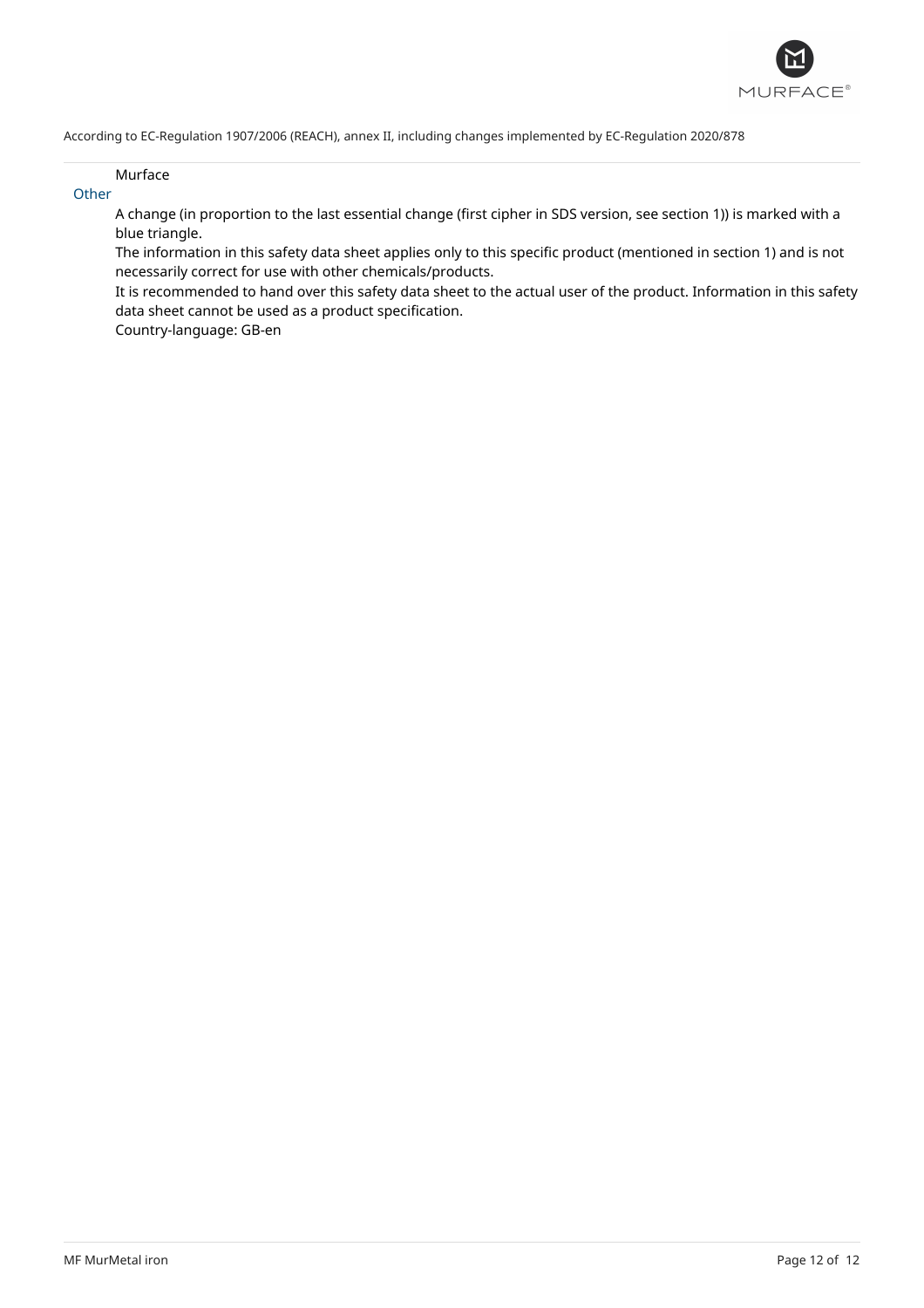Murface

Other

A change (in proportion to the last essential change (first cipher in SDS version, see section 1)) is marked with a blue triangle.

The information in this safety data sheet applies only to this specific product (mentioned in section 1) and is not necessarily correct for use with other chemicals/products.

It is recommended to hand over this safety data sheet to the actual user of the product. Information in this safety data sheet cannot be used as a product specification.

Country-language: GB-en